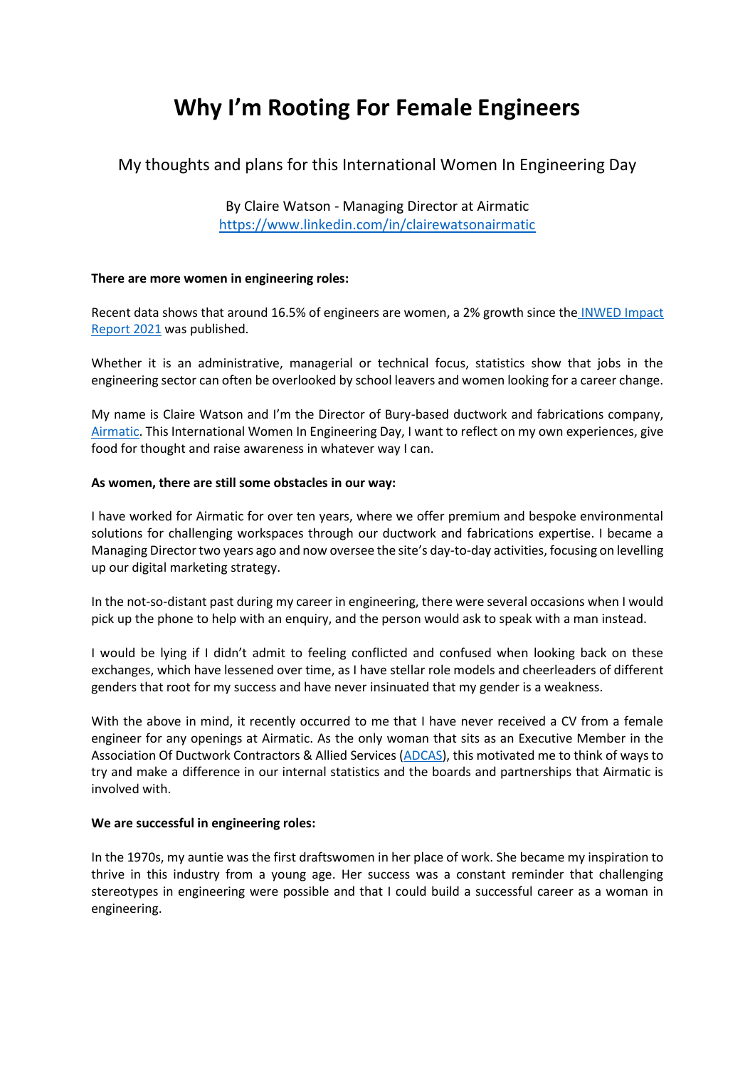# Why I'm Rooting For Female Engineers

My thoughts and plans for this International Women In Engineering Day

By Claire Watson - Managing Director at Airmatic
https://www.linkedin.com/in/clairewatsonairmatic

**There are more women in engineering roles:**

Recent data shows that around 16.5% of engineers are women, a 2% growth since the INWED Impact Report 2021 was published.

Whether it is an administrative, managerial or technical focus, statistics show that jobs in the engineering sector can often be overlooked by school leavers and women looking for a career change.

My name is Claire Watson and I'm the Director of Bury-based ductwork and fabrications company, Airmatic. This International Women In Engineering Day, I want to reflect on my own experiences, give food for thought and raise awareness in whatever way I can.

**As women, there are still some obstacles in our way:**

I have worked for Airmatic for over ten years, where we offer premium and bespoke environmental solutions for challenging workspaces through our ductwork and fabrications expertise. I became a Managing Director two years ago and now oversee the site's day-to-day activities, focusing on levelling up our digital marketing strategy.

In the not-so-distant past during my career in engineering, there were several occasions when I would pick up the phone to help with an enquiry, and the person would ask to speak with a man instead.

I would be lying if I didn't admit to feeling conflicted and confused when looking back on these exchanges, which have lessened over time, as I have stellar role models and cheerleaders of different genders that root for my success and have never insinuated that my gender is a weakness.

With the above in mind, it recently occurred to me that I have never received a CV from a female engineer for any openings at Airmatic. As the only woman that sits as an Executive Member in the Association Of Ductwork Contractors & Allied Services (ADCAS), this motivated me to think of ways to try and make a difference in our internal statistics and the boards and partnerships that Airmatic is involved with.

**We are successful in engineering roles:**

In the 1970s, my auntie was the first draftswomen in her place of work. She became my inspiration to thrive in this industry from a young age. Her success was a constant reminder that challenging stereotypes in engineering were possible and that I could build a successful career as a woman in engineering.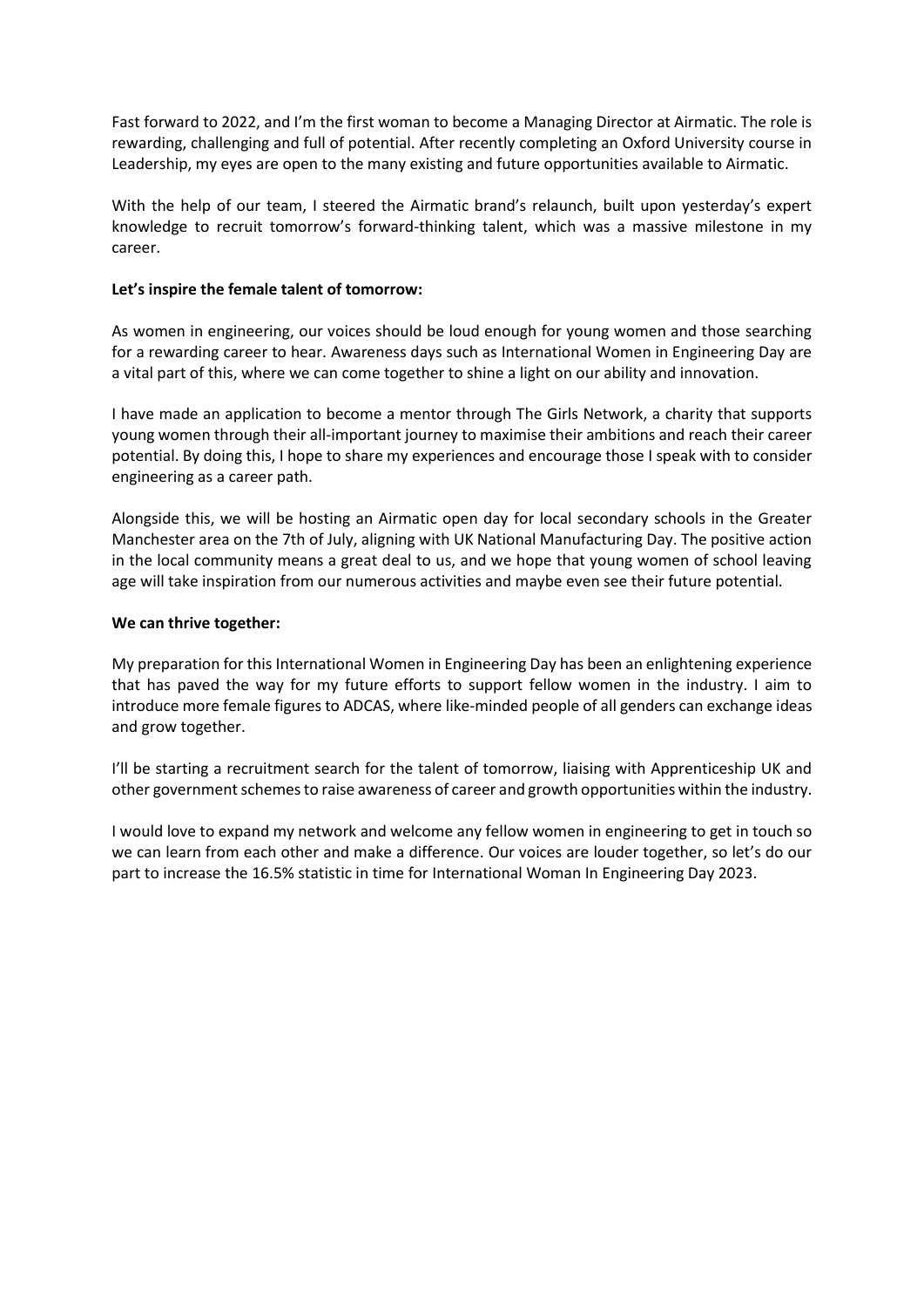Fast forward to 2022, and I'm the first woman to become a Managing Director at Airmatic. The role is rewarding, challenging and full of potential. After recently completing an Oxford University course in Leadership, my eyes are open to the many existing and future opportunities available to Airmatic.

With the help of our team, I steered the Airmatic brand's relaunch, built upon yesterday's expert knowledge to recruit tomorrow's forward-thinking talent, which was a massive milestone in my career.

**Let's inspire the female talent of tomorrow:**

As women in engineering, our voices should be loud enough for young women and those searching for a rewarding career to hear. Awareness days such as International Women in Engineering Day are a vital part of this, where we can come together to shine a light on our ability and innovation.

I have made an application to become a mentor through The Girls Network, a charity that supports young women through their all-important journey to maximise their ambitions and reach their career potential. By doing this, I hope to share my experiences and encourage those I speak with to consider engineering as a career path.

Alongside this, we will be hosting an Airmatic open day for local secondary schools in the Greater Manchester area on the 7th of July, aligning with UK National Manufacturing Day. The positive action in the local community means a great deal to us, and we hope that young women of school leaving age will take inspiration from our numerous activities and maybe even see their future potential.

**We can thrive together:**

My preparation for this International Women in Engineering Day has been an enlightening experience that has paved the way for my future efforts to support fellow women in the industry. I aim to introduce more female figures to ADCAS, where like-minded people of all genders can exchange ideas and grow together.

I'll be starting a recruitment search for the talent of tomorrow, liaising with Apprenticeship UK and other government schemes to raise awareness of career and growth opportunities within the industry.

I would love to expand my network and welcome any fellow women in engineering to get in touch so we can learn from each other and make a difference. Our voices are louder together, so let's do our part to increase the 16.5% statistic in time for International Woman In Engineering Day 2023.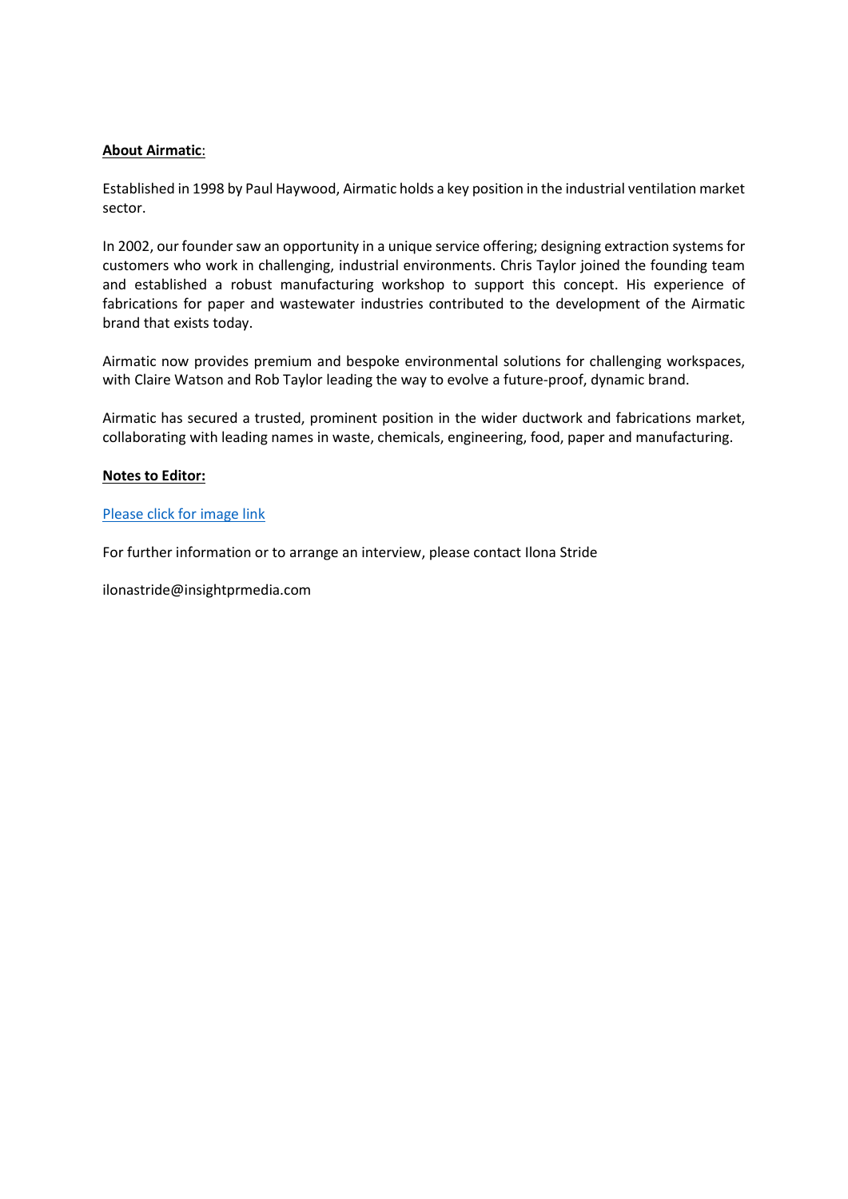**About Airmatic**:

Established in 1998 by Paul Haywood, Airmatic holds a key position in the industrial ventilation market sector.

In 2002, our founder saw an opportunity in a unique service offering; designing extraction systems for customers who work in challenging, industrial environments. Chris Taylor joined the founding team and established a robust manufacturing workshop to support this concept. His experience of fabrications for paper and wastewater industries contributed to the development of the Airmatic brand that exists today.

Airmatic now provides premium and bespoke environmental solutions for challenging workspaces, with Claire Watson and Rob Taylor leading the way to evolve a future-proof, dynamic brand.

Airmatic has secured a trusted, prominent position in the wider ductwork and fabrications market, collaborating with leading names in waste, chemicals, engineering, food, paper and manufacturing.

**Notes to Editor:**

Please click for image link

For further information or to arrange an interview, please contact Ilona Stride

ilonastride@insightprmedia.com